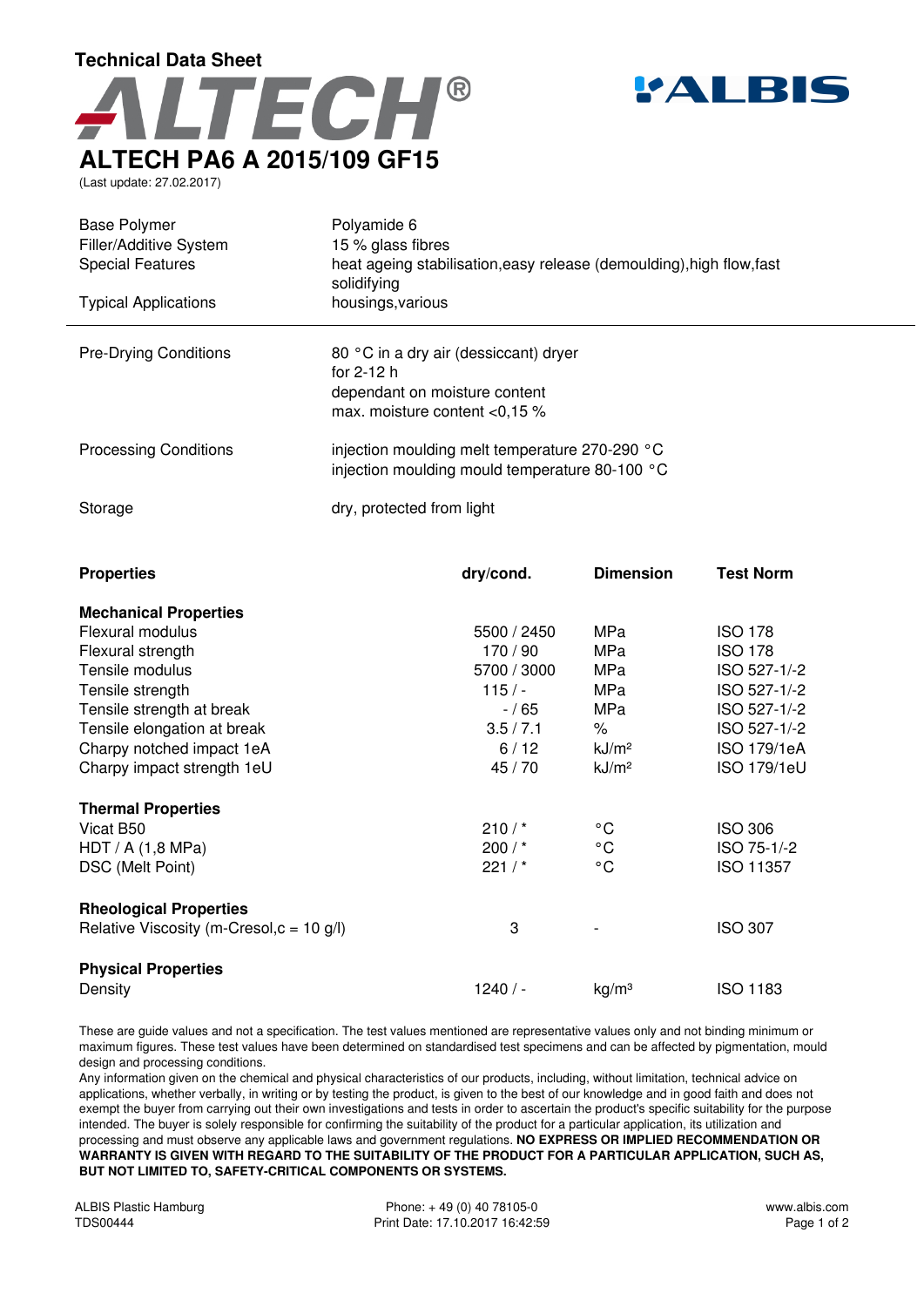Technical Data Sheet

# ALTECH®

ALBIS

## ALTECH PA6 A 2015/109 GF15

(Last update: 27.02.2017)

| | |
|---|---|
| Base Polymer | Polyamide 6 |
| Filler/Additive System | 15 % glass fibres |
| Special Features | heat ageing stabilisation,easy release (demoulding),high flow,fast solidifying |
| Typical Applications | housings,various |

---

| | |
|---|---|
| Pre-Drying Conditions | 80 °C in a dry air (dessiccant) dryer<br>for 2-12 h<br>dependant on moisture content<br>max. moisture content <0,15 % |
| Processing Conditions | injection moulding melt temperature 270-290 °C<br>injection moulding mould temperature 80-100 °C |
| Storage | dry, protected from light |

| **Properties** | **dry/cond.** | **Dimension** | **Test Norm** |
|---|---|---|---|
| **Mechanical Properties** | | | |
| Flexural modulus | 5500 / 2450 | MPa | ISO 178 |
| Flexural strength | 170 / 90 | MPa | ISO 178 |
| Tensile modulus | 5700 / 3000 | MPa | ISO 527-1/-2 |
| Tensile strength | 115 / - | MPa | ISO 527-1/-2 |
| Tensile strength at break | - / 65 | MPa | ISO 527-1/-2 |
| Tensile elongation at break | 3.5 / 7.1 | % | ISO 527-1/-2 |
| Charpy notched impact 1eA | 6 / 12 | kJ/m² | ISO 179/1eA |
| Charpy impact strength 1eU | 45 / 70 | kJ/m² | ISO 179/1eU |
| **Thermal Properties** | | | |
| Vicat B50 | 210 / * | °C | ISO 306 |
| HDT / A (1,8 MPa) | 200 / * | °C | ISO 75-1/-2 |
| DSC (Melt Point) | 221 / * | °C | ISO 11357 |
| **Rheological Properties** | | | |
| Relative Viscosity (m-Cresol,c = 10 g/l) | 3 | - | ISO 307 |
| **Physical Properties** | | | |
| Density | 1240 / - | kg/m³ | ISO 1183 |

These are guide values and not a specification. The test values mentioned are representative values only and not binding minimum or maximum figures. These test values have been determined on standardised test specimens and can be affected by pigmentation, mould design and processing conditions.

Any information given on the chemical and physical characteristics of our products, including, without limitation, technical advice on applications, whether verbally, in writing or by testing the product, is given to the best of our knowledge and in good faith and does not exempt the buyer from carrying out their own investigations and tests in order to ascertain the product's specific suitability for the purpose intended. The buyer is solely responsible for confirming the suitability of the product for a particular application, its utilization and processing and must observe any applicable laws and government regulations. **NO EXPRESS OR IMPLIED RECOMMENDATION OR WARRANTY IS GIVEN WITH REGARD TO THE SUITABILITY OF THE PRODUCT FOR A PARTICULAR APPLICATION, SUCH AS, BUT NOT LIMITED TO, SAFETY-CRITICAL COMPONENTS OR SYSTEMS.**

ALBIS Plastic Hamburg
TDS00444

Phone: + 49 (0) 40 78105-0
Print Date: 17.10.2017 16:42:59

www.albis.com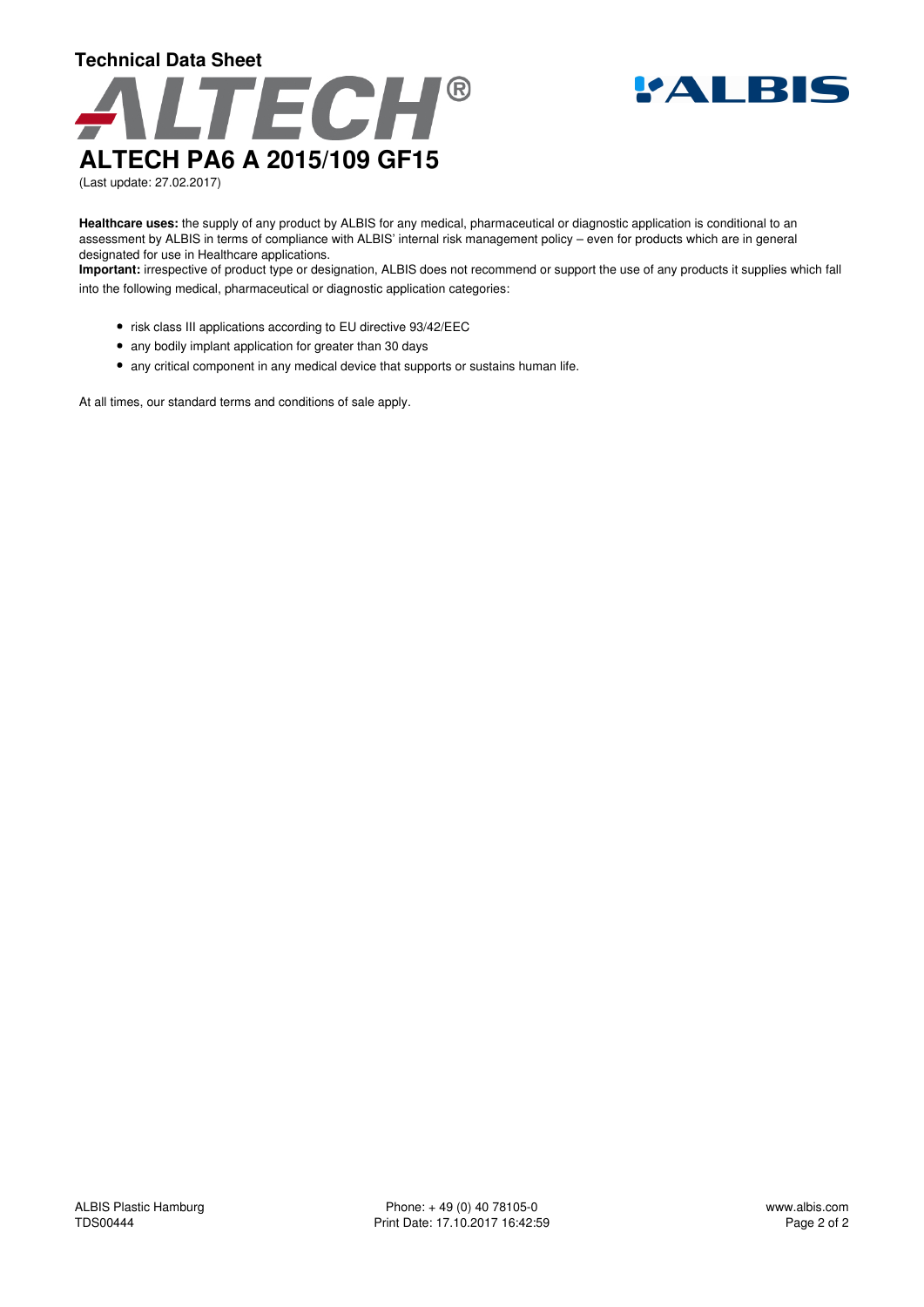**Technical Data Sheet**

# ALTECH PA6 A 2015/109 GF15

(Last update: 27.02.2017)

**Healthcare uses:** the supply of any product by ALBIS for any medical, pharmaceutical or diagnostic application is conditional to an assessment by ALBIS in terms of compliance with ALBIS' internal risk management policy – even for products which are in general designated for use in Healthcare applications.
**Important:** irrespective of product type or designation, ALBIS does not recommend or support the use of any products it supplies which fall into the following medical, pharmaceutical or diagnostic application categories:

- risk class III applications according to EU directive 93/42/EEC
- any bodily implant application for greater than 30 days
- any critical component in any medical device that supports or sustains human life.

At all times, our standard terms and conditions of sale apply.

ALBIS Plastic Hamburg
TDS00444

Phone: + 49 (0) 40 78105-0
Print Date: 17.10.2017 16:42:59

www.albis.com